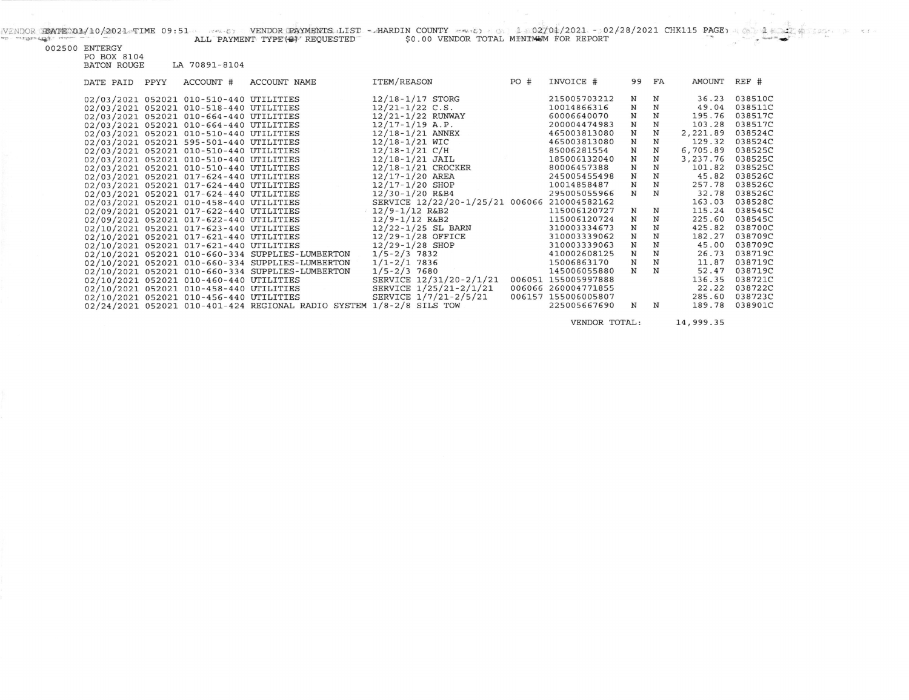VENDOR DATE 03/10/2021 TIME 09:51 VENDOR PAYMENTS LIST - HARDIN COUNTY 02/01/2021 - 02/28/2021 CHK115 PAGE 1

ALL PAYMENT TYPE(S) REQUESTED $0.00 VENDOR TOTAL MINIMUM FOR REPORT

002500 ENTERGY
PO BOX 8104
BATON ROUGE LA 70891-8104

| DATE PAID | PPYY | ACCOUNT # | ACCOUNT NAME | ITEM/REASON | PO # | INVOICE # | 99 | FA | AMOUNT | REF # |
|---|---|---|---|---|---|---|---|---|---|---|
| 02/03/2021 | 052021 | 010-510-440 | UTILITIES | 12/18-1/17 STORG | | 215005703212 | N | N | 36.23 | 038510C |
| 02/03/2021 | 052021 | 010-518-440 | UTILITIES | 12/21-1/22 C.S. | | 10014866316 | N | N | 49.04 | 038511C |
| 02/03/2021 | 052021 | 010-664-440 | UTILITIES | 12/21-1/22 RUNWAY | | 60006640070 | N | N | 195.76 | 038517C |
| 02/03/2021 | 052021 | 010-664-440 | UTILITIES | 12/17-1/19 A.P. | | 200004474983 | N | N | 103.28 | 038517C |
| 02/03/2021 | 052021 | 010-510-440 | UTILITIES | 12/18-1/21 ANNEX | | 465003813080 | N | N | 2,221.89 | 038524C |
| 02/03/2021 | 052021 | 595-501-440 | UTILITIES | 12/18-1/21 WIC | | 465003813080 | N | N | 129.32 | 038524C |
| 02/03/2021 | 052021 | 010-510-440 | UTILITIES | 12/18-1/21 C/H | | 85006281554 | N | N | 6,705.89 | 038525C |
| 02/03/2021 | 052021 | 010-510-440 | UTILITIES | 12/18-1/21 JAIL | | 185006132040 | N | N | 3,237.76 | 038525C |
| 02/03/2021 | 052021 | 010-510-440 | UTILITIES | 12/18-1/21 CROCKER | | 80006457388 | N | N | 101.82 | 038525C |
| 02/03/2021 | 052021 | 017-624-440 | UTILITIES | 12/17-1/20 AREA | | 245005455498 | N | N | 45.82 | 038526C |
| 02/03/2021 | 052021 | 017-624-440 | UTILITIES | 12/17-1/20 SHOP | | 10014858487 | N | N | 257.78 | 038526C |
| 02/03/2021 | 052021 | 017-624-440 | UTILITIES | 12/30-1/20 R&B4 | | 295005055966 | N | N | 32.78 | 038526C |
| 02/03/2021 | 052021 | 010-458-440 | UTILITIES | SERVICE 12/22/20-1/25/21 | 006066 | 210004582162 | | | 163.03 | 038528C |
| 02/09/2021 | 052021 | 017-622-440 | UTILITIES | 12/9-1/12 R&B2 | | 115006120727 | N | N | 115.24 | 038545C |
| 02/09/2021 | 052021 | 017-622-440 | UTILITIES | 12/9-1/12 R&B2 | | 115006120724 | N | N | 225.60 | 038545C |
| 02/10/2021 | 052021 | 017-623-440 | UTILITIES | 12/22-1/25 SL BARN | | 310003334673 | N | N | 425.82 | 038700C |
| 02/10/2021 | 052021 | 017-621-440 | UTILITIES | 12/29-1/28 OFFICE | | 310003339062 | N | N | 182.27 | 038709C |
| 02/10/2021 | 052021 | 017-621-440 | UTILITIES | 12/29-1/28 SHOP | | 310003339063 | N | N | 45.00 | 038709C |
| 02/10/2021 | 052021 | 010-660-334 | SUPPLIES-LUMBERTON | 1/5-2/3 7832 | | 410002608125 | N | N | 26.73 | 038719C |
| 02/10/2021 | 052021 | 010-660-334 | SUPPLIES-LUMBERTON | 1/1-2/1 7836 | | 15006863170 | N | N | 11.87 | 038719C |
| 02/10/2021 | 052021 | 010-660-334 | SUPPLIES-LUMBERTON | 1/5-2/3 7680 | | 145006055880 | N | N | 52.47 | 038719C |
| 02/10/2021 | 052021 | 010-460-440 | UTILITIES | SERVICE 12/31/20-2/1/21 | 006051 | 155005997888 | | | 136.35 | 038721C |
| 02/10/2021 | 052021 | 010-458-440 | UTILITIES | SERVICE 1/25/21-2/1/21 | 006066 | 260004771855 | | | 22.22 | 038722C |
| 02/10/2021 | 052021 | 010-456-440 | UTILITIES | SERVICE 1/7/21-2/5/21 | 006157 | 155006005807 | | | 285.60 | 038723C |
| 02/24/2021 | 052021 | 010-401-424 | REGIONAL RADIO SYSTEM | 1/8-2/8 SILS TOW | | 225005667690 | N | N | 189.78 | 038901C |
| | | | | | | VENDOR TOTAL: | | | 14,999.35 | |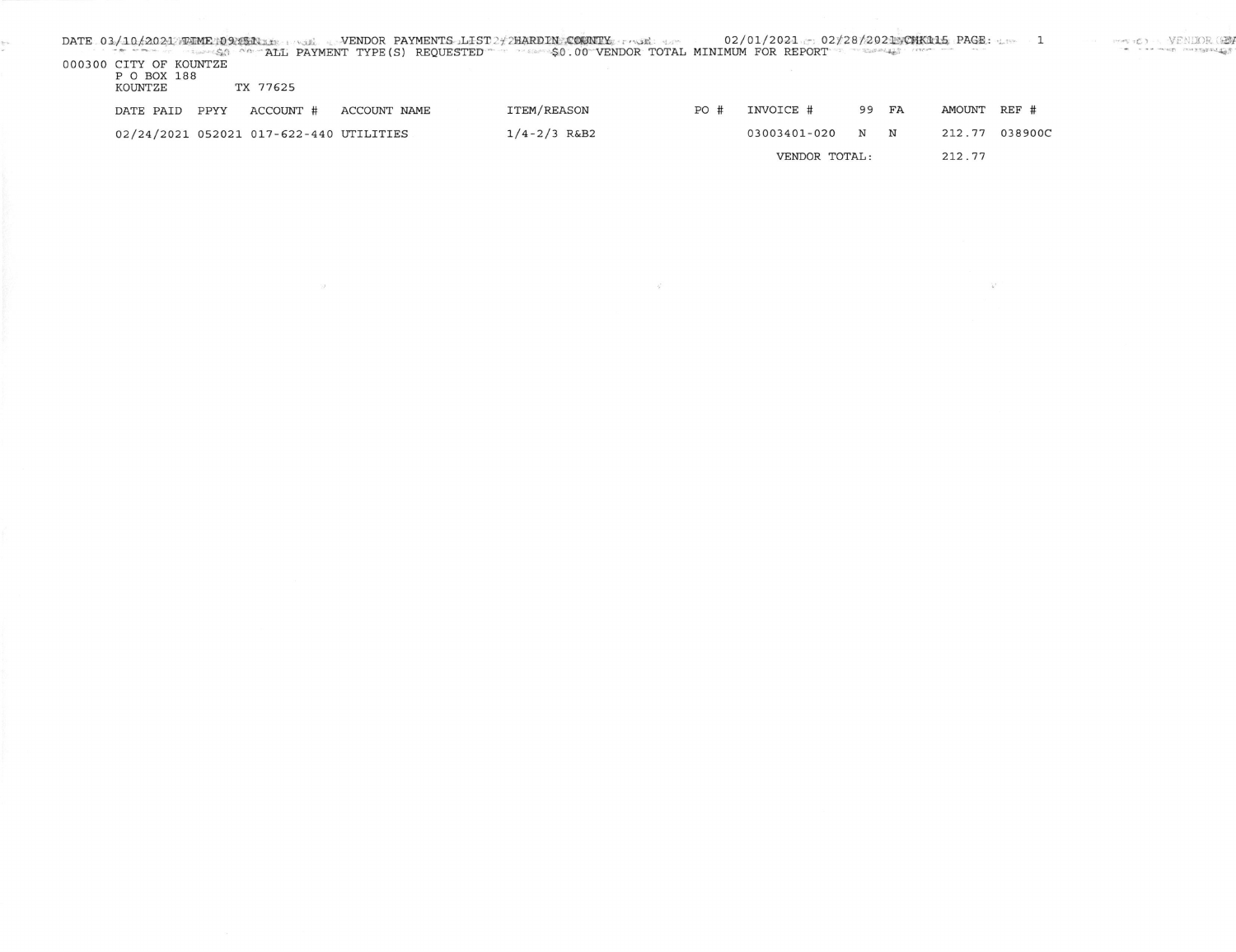DATE 03/10/2021 TIME 09:51 VENDOR PAYMENTS LIST - HARDIN COUNTY 02/01/2021 - 02/28/2021 CHK115 PAGE: 1

ALL PAYMENT TYPE(S) REQUESTED $0.00 VENDOR TOTAL MINIMUM FOR REPORT

000300 CITY OF KOUNTZE
P O BOX 188
KOUNTZE TX 77625

| DATE PAID | PPYY | ACCOUNT # | ACCOUNT NAME | ITEM/REASON | PO # | INVOICE # | 99 | FA | AMOUNT | REF # |
|---|---|---|---|---|---|---|---|---|---|---|
| 02/24/2021 | 052021 | 017-622-440 | UTILITIES | 1/4-2/3 R&B2 | | 03003401-020 | N | N | 212.77 | 038900C |
| | | | | | | VENDOR TOTAL: | | | 212.77 | |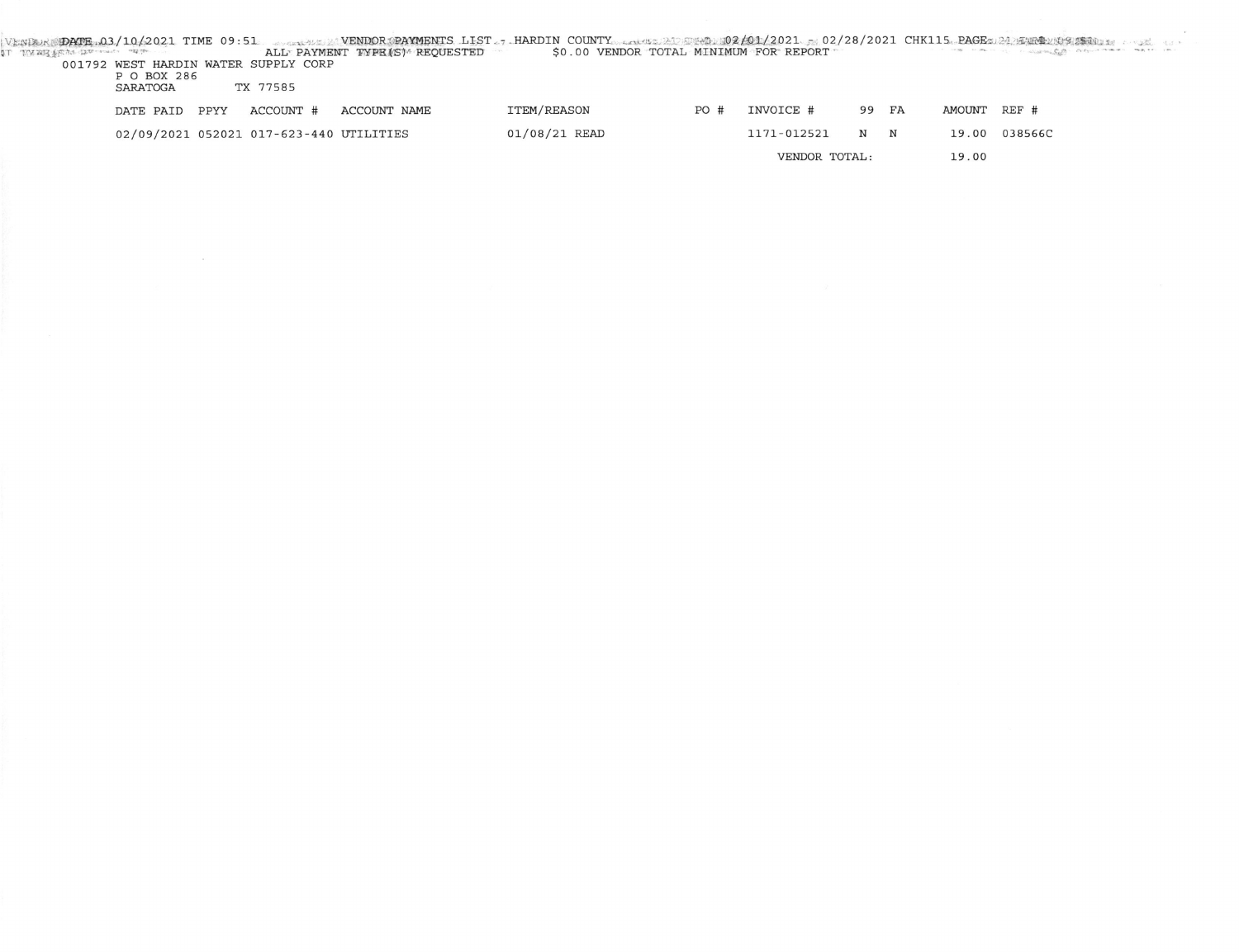DATE 03/10/2021 TIME 09:51 VENDOR PAYMENTS LIST - HARDIN COUNTY 02/01/2021 - 02/28/2021 CHK115 PAGE

ALL PAYMENT TYPE(S) REQUESTED $0.00 VENDOR TOTAL MINIMUM FOR REPORT

001792 WEST HARDIN WATER SUPPLY CORP
P O BOX 286
SARATOGA TX 77585

| DATE PAID | PPYY | ACCOUNT # | ACCOUNT NAME | ITEM/REASON | PO # | INVOICE # | 99 | FA | AMOUNT | REF # |
|---|---|---|---|---|---|---|---|---|---|---|
| 02/09/2021 | 052021 | 017-623-440 | UTILITIES | 01/08/21 READ | | 1171-012521 | N | N | 19.00 | 038566C |
| | | | | | | VENDOR TOTAL: | | | 19.00 | |